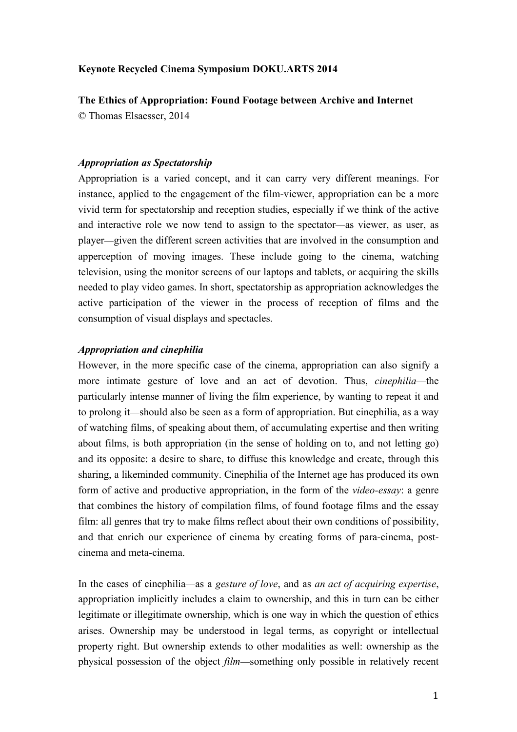**Keynote Recycled Cinema Symposium DOKU.ARTS 2014**

**The Ethics of Appropriation: Found Footage between Archive and Internet**
© Thomas Elsaesser, 2014

### *Appropriation as Spectatorship*

Appropriation is a varied concept, and it can carry very different meanings. For instance, applied to the engagement of the film-viewer, appropriation can be a more vivid term for spectatorship and reception studies, especially if we think of the active and interactive role we now tend to assign to the spectator—as viewer, as user, as player—given the different screen activities that are involved in the consumption and apperception of moving images. These include going to the cinema, watching television, using the monitor screens of our laptops and tablets, or acquiring the skills needed to play video games. In short, spectatorship as appropriation acknowledges the active participation of the viewer in the process of reception of films and the consumption of visual displays and spectacles.

### *Appropriation and cinephilia*

However, in the more specific case of the cinema, appropriation can also signify a more intimate gesture of love and an act of devotion. Thus, *cinephilia*—the particularly intense manner of living the film experience, by wanting to repeat it and to prolong it—should also be seen as a form of appropriation. But cinephilia, as a way of watching films, of speaking about them, of accumulating expertise and then writing about films, is both appropriation (in the sense of holding on to, and not letting go) and its opposite: a desire to share, to diffuse this knowledge and create, through this sharing, a likeminded community. Cinephilia of the Internet age has produced its own form of active and productive appropriation, in the form of the *video-essay*: a genre that combines the history of compilation films, of found footage films and the essay film: all genres that try to make films reflect about their own conditions of possibility, and that enrich our experience of cinema by creating forms of para-cinema, post-cinema and meta-cinema.

In the cases of cinephilia—as a *gesture of love*, and as *an act of acquiring expertise*, appropriation implicitly includes a claim to ownership, and this in turn can be either legitimate or illegitimate ownership, which is one way in which the question of ethics arises. Ownership may be understood in legal terms, as copyright or intellectual property right. But ownership extends to other modalities as well: ownership as the physical possession of the object *film*—something only possible in relatively recent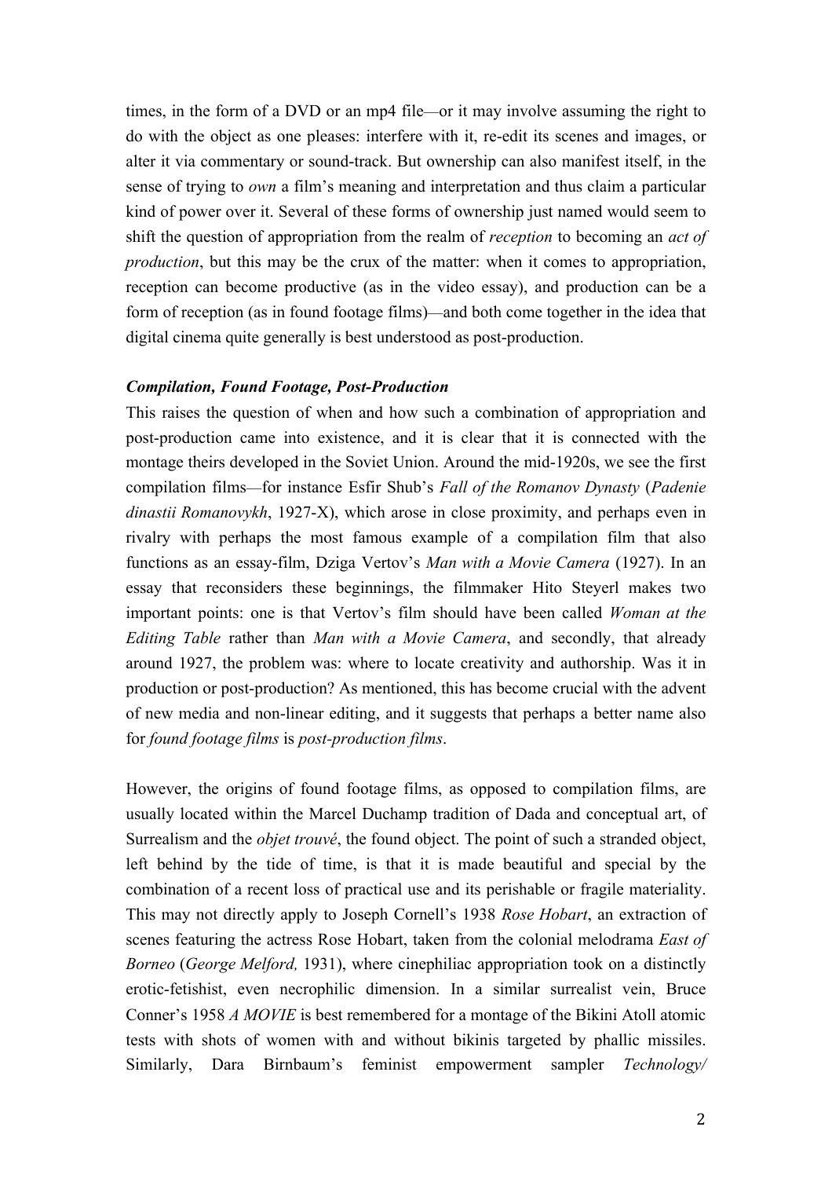times, in the form of a DVD or an mp4 file—or it may involve assuming the right to do with the object as one pleases: interfere with it, re-edit its scenes and images, or alter it via commentary or sound-track. But ownership can also manifest itself, in the sense of trying to *own* a film's meaning and interpretation and thus claim a particular kind of power over it. Several of these forms of ownership just named would seem to shift the question of appropriation from the realm of *reception* to becoming an *act of production*, but this may be the crux of the matter: when it comes to appropriation, reception can become productive (as in the video essay), and production can be a form of reception (as in found footage films)—and both come together in the idea that digital cinema quite generally is best understood as post-production.

### *Compilation, Found Footage, Post-Production*

This raises the question of when and how such a combination of appropriation and post-production came into existence, and it is clear that it is connected with the montage theirs developed in the Soviet Union. Around the mid-1920s, we see the first compilation films—for instance Esfir Shub's *Fall of the Romanov Dynasty* (*Padenie dinastii Romanovykh*, 1927-X), which arose in close proximity, and perhaps even in rivalry with perhaps the most famous example of a compilation film that also functions as an essay-film, Dziga Vertov's *Man with a Movie Camera* (1927). In an essay that reconsiders these beginnings, the filmmaker Hito Steyerl makes two important points: one is that Vertov's film should have been called *Woman at the Editing Table* rather than *Man with a Movie Camera*, and secondly, that already around 1927, the problem was: where to locate creativity and authorship. Was it in production or post-production? As mentioned, this has become crucial with the advent of new media and non-linear editing, and it suggests that perhaps a better name also for *found footage films* is *post-production films*.

However, the origins of found footage films, as opposed to compilation films, are usually located within the Marcel Duchamp tradition of Dada and conceptual art, of Surrealism and the *objet trouvé*, the found object. The point of such a stranded object, left behind by the tide of time, is that it is made beautiful and special by the combination of a recent loss of practical use and its perishable or fragile materiality. This may not directly apply to Joseph Cornell's 1938 *Rose Hobart*, an extraction of scenes featuring the actress Rose Hobart, taken from the colonial melodrama *East of Borneo* (*George Melford,* 1931), where cinephiliac appropriation took on a distinctly erotic-fetishist, even necrophilic dimension. In a similar surrealist vein, Bruce Conner's 1958 *A MOVIE* is best remembered for a montage of the Bikini Atoll atomic tests with shots of women with and without bikinis targeted by phallic missiles. Similarly, Dara Birnbaum's feminist empowerment sampler *Technology/*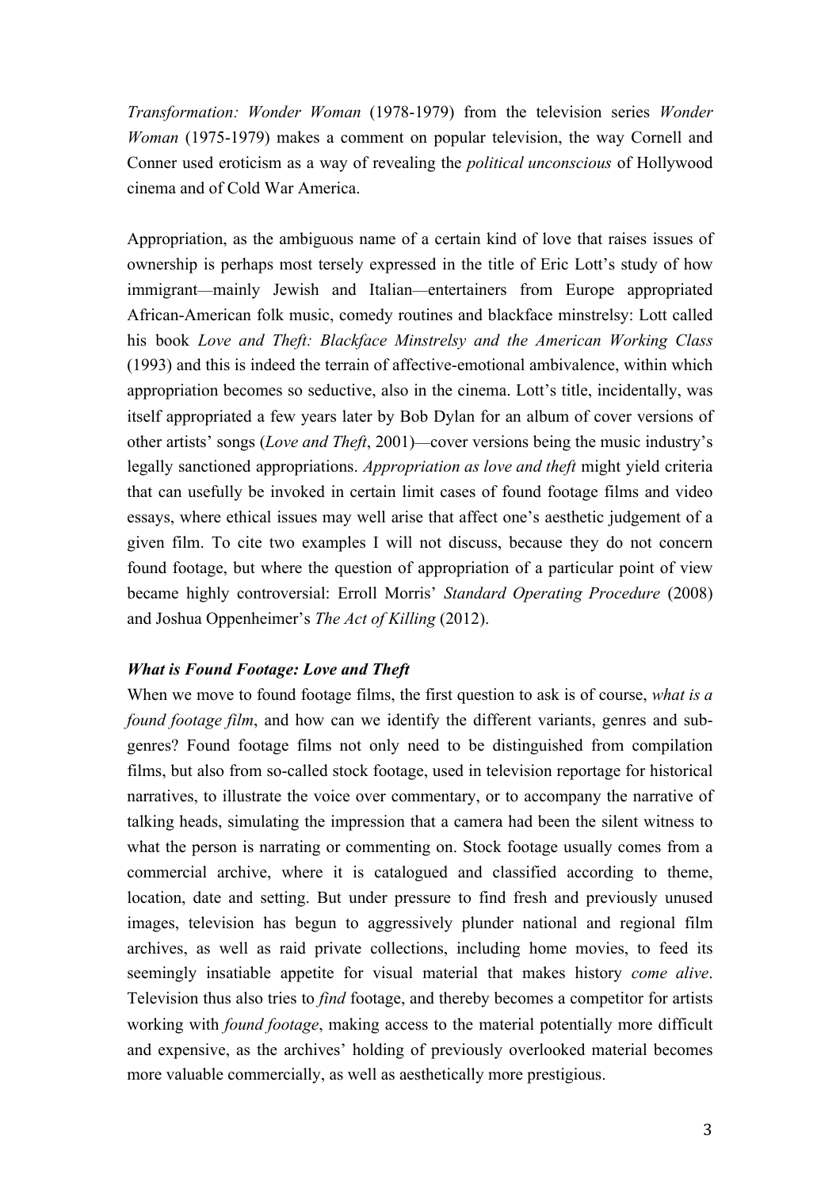*Transformation: Wonder Woman* (1978-1979) from the television series *Wonder Woman* (1975-1979) makes a comment on popular television, the way Cornell and Conner used eroticism as a way of revealing the *political unconscious* of Hollywood cinema and of Cold War America.

Appropriation, as the ambiguous name of a certain kind of love that raises issues of ownership is perhaps most tersely expressed in the title of Eric Lott's study of how immigrant—mainly Jewish and Italian—entertainers from Europe appropriated African-American folk music, comedy routines and blackface minstrelsy: Lott called his book *Love and Theft: Blackface Minstrelsy and the American Working Class* (1993) and this is indeed the terrain of affective-emotional ambivalence, within which appropriation becomes so seductive, also in the cinema. Lott's title, incidentally, was itself appropriated a few years later by Bob Dylan for an album of cover versions of other artists' songs (*Love and Theft*, 2001)—cover versions being the music industry's legally sanctioned appropriations. *Appropriation as love and theft* might yield criteria that can usefully be invoked in certain limit cases of found footage films and video essays, where ethical issues may well arise that affect one's aesthetic judgement of a given film. To cite two examples I will not discuss, because they do not concern found footage, but where the question of appropriation of a particular point of view became highly controversial: Erroll Morris' *Standard Operating Procedure* (2008) and Joshua Oppenheimer's *The Act of Killing* (2012).

### *What is Found Footage: Love and Theft*

When we move to found footage films, the first question to ask is of course, *what is a found footage film*, and how can we identify the different variants, genres and sub-genres? Found footage films not only need to be distinguished from compilation films, but also from so-called stock footage, used in television reportage for historical narratives, to illustrate the voice over commentary, or to accompany the narrative of talking heads, simulating the impression that a camera had been the silent witness to what the person is narrating or commenting on. Stock footage usually comes from a commercial archive, where it is catalogued and classified according to theme, location, date and setting. But under pressure to find fresh and previously unused images, television has begun to aggressively plunder national and regional film archives, as well as raid private collections, including home movies, to feed its seemingly insatiable appetite for visual material that makes history *come alive*. Television thus also tries to *find* footage, and thereby becomes a competitor for artists working with *found footage*, making access to the material potentially more difficult and expensive, as the archives' holding of previously overlooked material becomes more valuable commercially, as well as aesthetically more prestigious.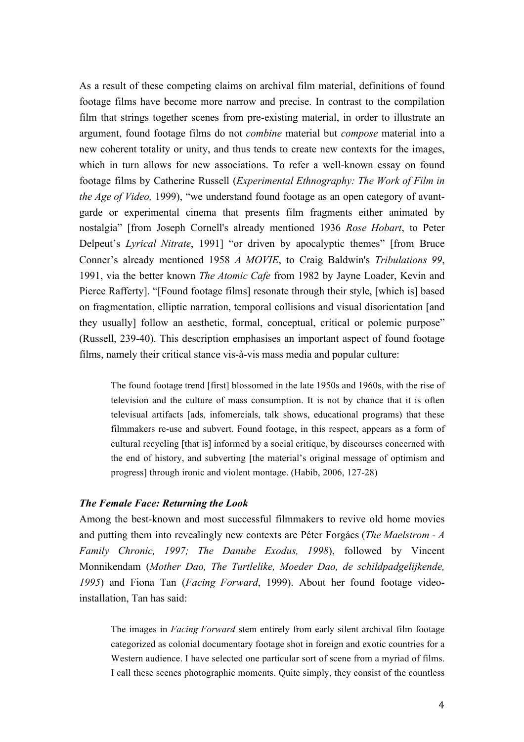As a result of these competing claims on archival film material, definitions of found footage films have become more narrow and precise. In contrast to the compilation film that strings together scenes from pre-existing material, in order to illustrate an argument, found footage films do not *combine* material but *compose* material into a new coherent totality or unity, and thus tends to create new contexts for the images, which in turn allows for new associations. To refer a well-known essay on found footage films by Catherine Russell (*Experimental Ethnography: The Work of Film in the Age of Video,* 1999), "we understand found footage as an open category of avant-garde or experimental cinema that presents film fragments either animated by nostalgia" [from Joseph Cornell's already mentioned 1936 *Rose Hobart*, to Peter Delpeut's *Lyrical Nitrate*, 1991] "or driven by apocalyptic themes" [from Bruce Conner's already mentioned 1958 *A MOVIE*, to Craig Baldwin's *Tribulations 99*, 1991, via the better known *The Atomic Cafe* from 1982 by Jayne Loader, Kevin and Pierce Rafferty]. "[Found footage films] resonate through their style, [which is] based on fragmentation, elliptic narration, temporal collisions and visual disorientation [and they usually] follow an aesthetic, formal, conceptual, critical or polemic purpose" (Russell, 239-40). This description emphasises an important aspect of found footage films, namely their critical stance vis-à-vis mass media and popular culture:

> The found footage trend [first] blossomed in the late 1950s and 1960s, with the rise of television and the culture of mass consumption. It is not by chance that it is often televisual artifacts [ads, infomercials, talk shows, educational programs) that these filmmakers re-use and subvert. Found footage, in this respect, appears as a form of cultural recycling [that is] informed by a social critique, by discourses concerned with the end of history, and subverting [the material's original message of optimism and progress] through ironic and violent montage. (Habib, 2006, 127-28)

### *The Female Face: Returning the Look*

Among the best-known and most successful filmmakers to revive old home movies and putting them into revealingly new contexts are Péter Forgács (*The Maelstrom - A Family Chronic, 1997; The Danube Exodus, 1998*), followed by Vincent Monnikendam (*Mother Dao, The Turtlelike, Moeder Dao, de schildpadgelijkende, 1995*) and Fiona Tan (*Facing Forward*, 1999). About her found footage video-installation, Tan has said:

> The images in *Facing Forward* stem entirely from early silent archival film footage categorized as colonial documentary footage shot in foreign and exotic countries for a Western audience. I have selected one particular sort of scene from a myriad of films. I call these scenes photographic moments. Quite simply, they consist of the countless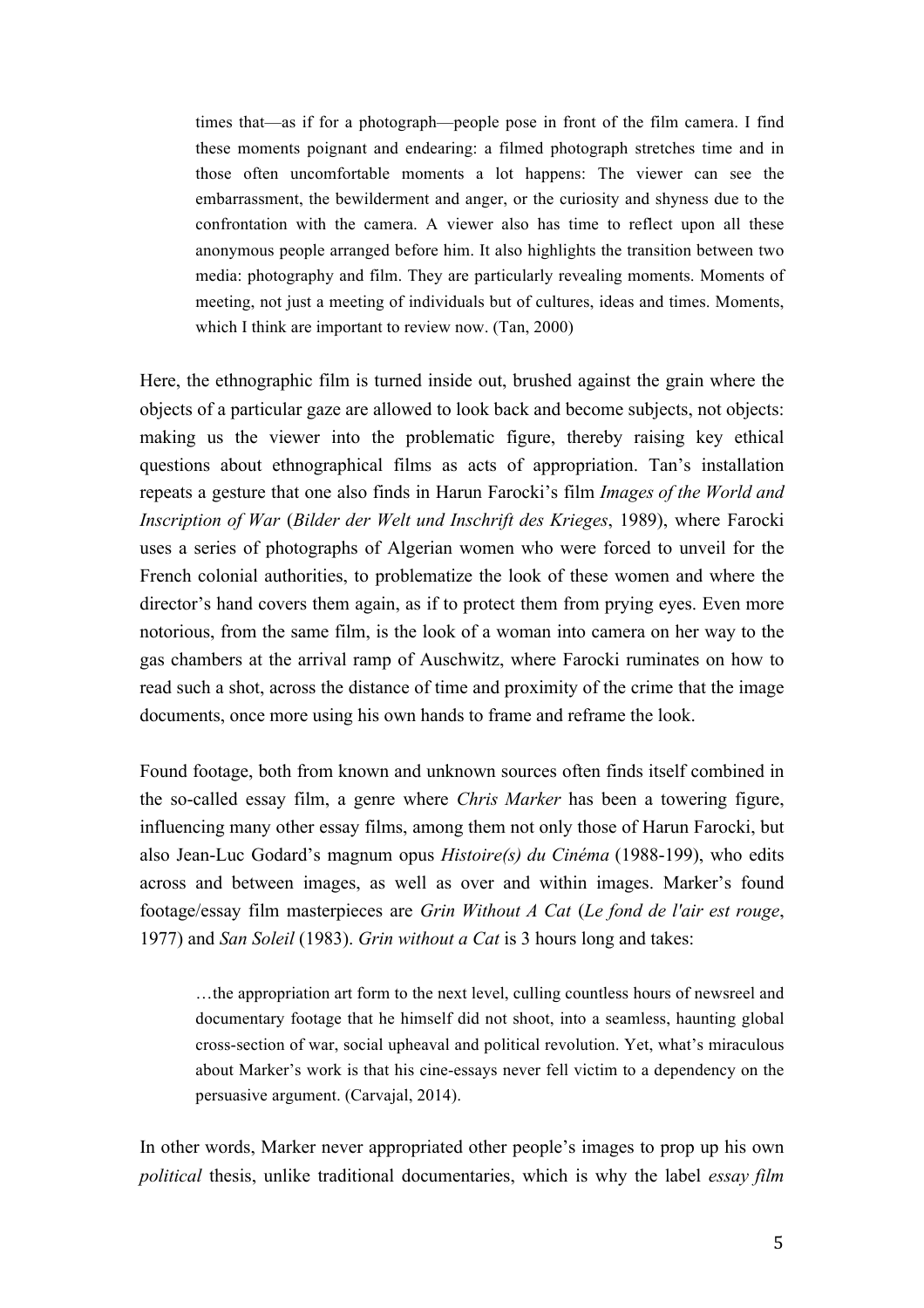> times that—as if for a photograph—people pose in front of the film camera. I find these moments poignant and endearing: a filmed photograph stretches time and in those often uncomfortable moments a lot happens: The viewer can see the embarrassment, the bewilderment and anger, or the curiosity and shyness due to the confrontation with the camera. A viewer also has time to reflect upon all these anonymous people arranged before him. It also highlights the transition between two media: photography and film. They are particularly revealing moments. Moments of meeting, not just a meeting of individuals but of cultures, ideas and times. Moments, which I think are important to review now. (Tan, 2000)

Here, the ethnographic film is turned inside out, brushed against the grain where the objects of a particular gaze are allowed to look back and become subjects, not objects: making us the viewer into the problematic figure, thereby raising key ethical questions about ethnographical films as acts of appropriation. Tan's installation repeats a gesture that one also finds in Harun Farocki's film *Images of the World and Inscription of War* (*Bilder der Welt und Inschrift des Krieges*, 1989), where Farocki uses a series of photographs of Algerian women who were forced to unveil for the French colonial authorities, to problematize the look of these women and where the director's hand covers them again, as if to protect them from prying eyes. Even more notorious, from the same film, is the look of a woman into camera on her way to the gas chambers at the arrival ramp of Auschwitz, where Farocki ruminates on how to read such a shot, across the distance of time and proximity of the crime that the image documents, once more using his own hands to frame and reframe the look.

Found footage, both from known and unknown sources often finds itself combined in the so-called essay film, a genre where *Chris Marker* has been a towering figure, influencing many other essay films, among them not only those of Harun Farocki, but also Jean-Luc Godard's magnum opus *Histoire(s) du Cinéma* (1988-199), who edits across and between images, as well as over and within images. Marker's found footage/essay film masterpieces are *Grin Without A Cat* (*Le fond de l'air est rouge*, 1977) and *San Soleil* (1983). *Grin without a Cat* is 3 hours long and takes:

> …the appropriation art form to the next level, culling countless hours of newsreel and documentary footage that he himself did not shoot, into a seamless, haunting global cross-section of war, social upheaval and political revolution. Yet, what's miraculous about Marker's work is that his cine-essays never fell victim to a dependency on the persuasive argument. (Carvajal, 2014).

In other words, Marker never appropriated other people's images to prop up his own *political* thesis, unlike traditional documentaries, which is why the label *essay film*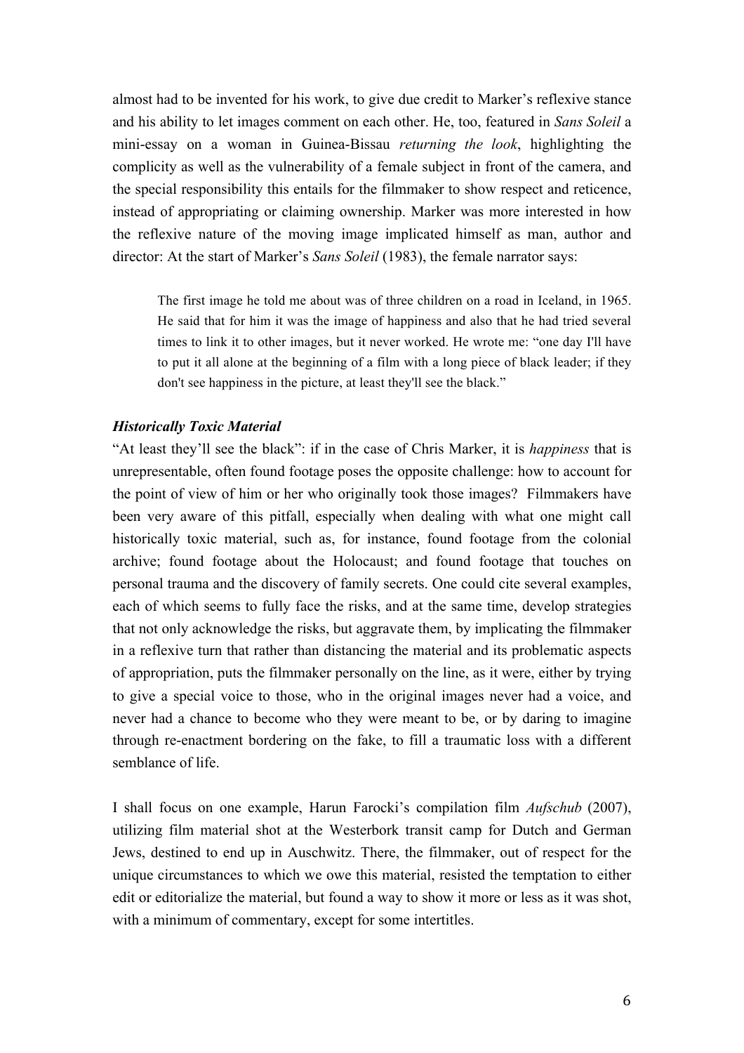almost had to be invented for his work, to give due credit to Marker's reflexive stance and his ability to let images comment on each other. He, too, featured in *Sans Soleil* a mini-essay on a woman in Guinea-Bissau *returning the look*, highlighting the complicity as well as the vulnerability of a female subject in front of the camera, and the special responsibility this entails for the filmmaker to show respect and reticence, instead of appropriating or claiming ownership. Marker was more interested in how the reflexive nature of the moving image implicated himself as man, author and director: At the start of Marker's *Sans Soleil* (1983), the female narrator says:

> The first image he told me about was of three children on a road in Iceland, in 1965. He said that for him it was the image of happiness and also that he had tried several times to link it to other images, but it never worked. He wrote me: "one day I'll have to put it all alone at the beginning of a film with a long piece of black leader; if they don't see happiness in the picture, at least they'll see the black."

### *Historically Toxic Material*

"At least they'll see the black": if in the case of Chris Marker, it is *happiness* that is unrepresentable, often found footage poses the opposite challenge: how to account for the point of view of him or her who originally took those images? Filmmakers have been very aware of this pitfall, especially when dealing with what one might call historically toxic material, such as, for instance, found footage from the colonial archive; found footage about the Holocaust; and found footage that touches on personal trauma and the discovery of family secrets. One could cite several examples, each of which seems to fully face the risks, and at the same time, develop strategies that not only acknowledge the risks, but aggravate them, by implicating the filmmaker in a reflexive turn that rather than distancing the material and its problematic aspects of appropriation, puts the filmmaker personally on the line, as it were, either by trying to give a special voice to those, who in the original images never had a voice, and never had a chance to become who they were meant to be, or by daring to imagine through re-enactment bordering on the fake, to fill a traumatic loss with a different semblance of life.

I shall focus on one example, Harun Farocki's compilation film *Aufschub* (2007), utilizing film material shot at the Westerbork transit camp for Dutch and German Jews, destined to end up in Auschwitz. There, the filmmaker, out of respect for the unique circumstances to which we owe this material, resisted the temptation to either edit or editorialize the material, but found a way to show it more or less as it was shot, with a minimum of commentary, except for some intertitles.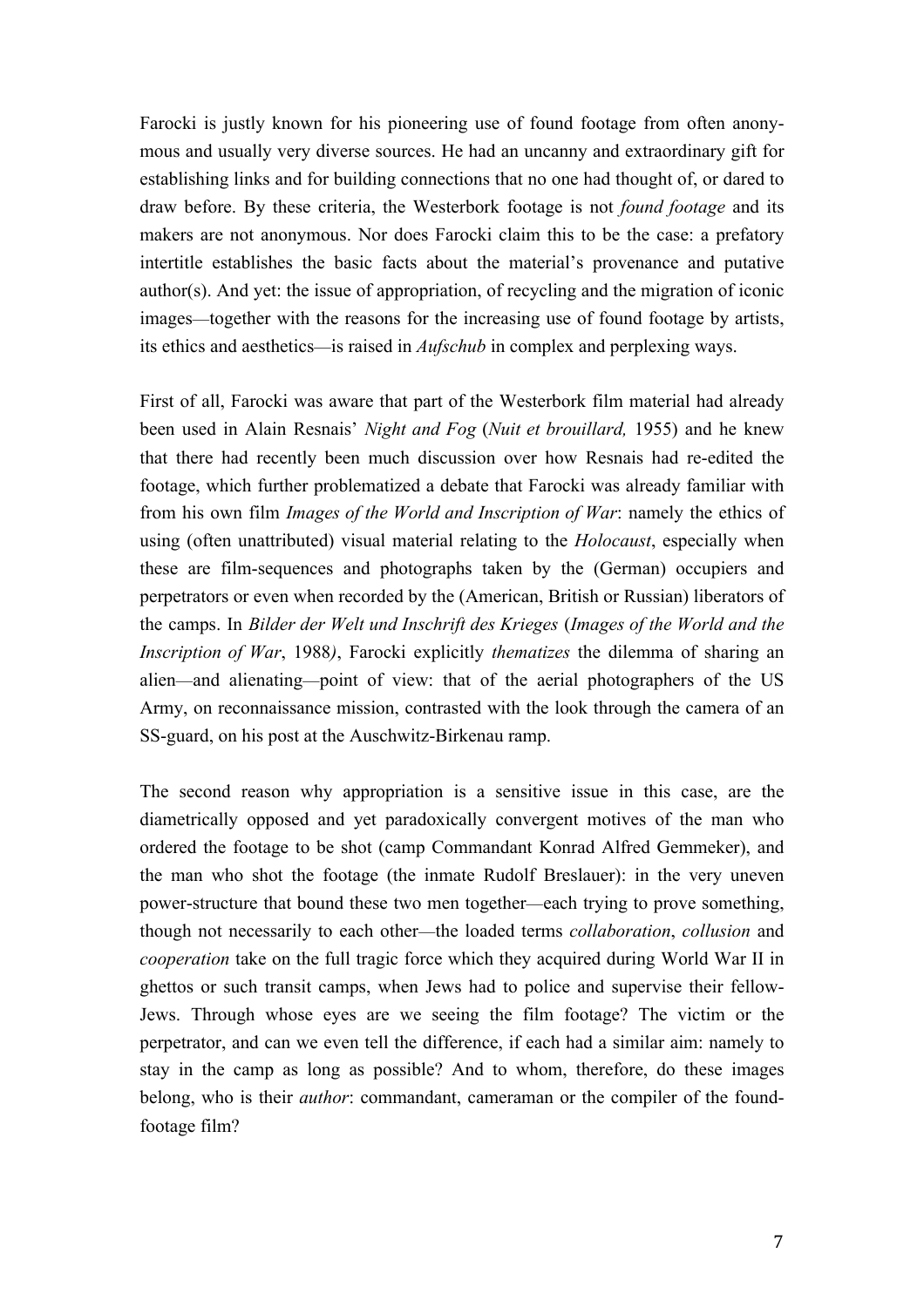Farocki is justly known for his pioneering use of found footage from often anonymous and usually very diverse sources. He had an uncanny and extraordinary gift for establishing links and for building connections that no one had thought of, or dared to draw before. By these criteria, the Westerbork footage is not *found footage* and its makers are not anonymous. Nor does Farocki claim this to be the case: a prefatory intertitle establishes the basic facts about the material's provenance and putative author(s). And yet: the issue of appropriation, of recycling and the migration of iconic images—together with the reasons for the increasing use of found footage by artists, its ethics and aesthetics—is raised in *Aufschub* in complex and perplexing ways.

First of all, Farocki was aware that part of the Westerbork film material had already been used in Alain Resnais' *Night and Fog* (*Nuit et brouillard,* 1955) and he knew that there had recently been much discussion over how Resnais had re-edited the footage, which further problematized a debate that Farocki was already familiar with from his own film *Images of the World and Inscription of War*: namely the ethics of using (often unattributed) visual material relating to the *Holocaust*, especially when these are film-sequences and photographs taken by the (German) occupiers and perpetrators or even when recorded by the (American, British or Russian) liberators of the camps. In *Bilder der Welt und Inschrift des Krieges* (*Images of the World and the Inscription of War*, 1988*)*, Farocki explicitly *thematizes* the dilemma of sharing an alien—and alienating—point of view: that of the aerial photographers of the US Army, on reconnaissance mission, contrasted with the look through the camera of an SS-guard, on his post at the Auschwitz-Birkenau ramp.

The second reason why appropriation is a sensitive issue in this case, are the diametrically opposed and yet paradoxically convergent motives of the man who ordered the footage to be shot (camp Commandant Konrad Alfred Gemmeker), and the man who shot the footage (the inmate Rudolf Breslauer): in the very uneven power-structure that bound these two men together—each trying to prove something, though not necessarily to each other—the loaded terms *collaboration*, *collusion* and *cooperation* take on the full tragic force which they acquired during World War II in ghettos or such transit camps, when Jews had to police and supervise their fellow-Jews. Through whose eyes are we seeing the film footage? The victim or the perpetrator, and can we even tell the difference, if each had a similar aim: namely to stay in the camp as long as possible? And to whom, therefore, do these images belong, who is their *author*: commandant, cameraman or the compiler of the found-footage film?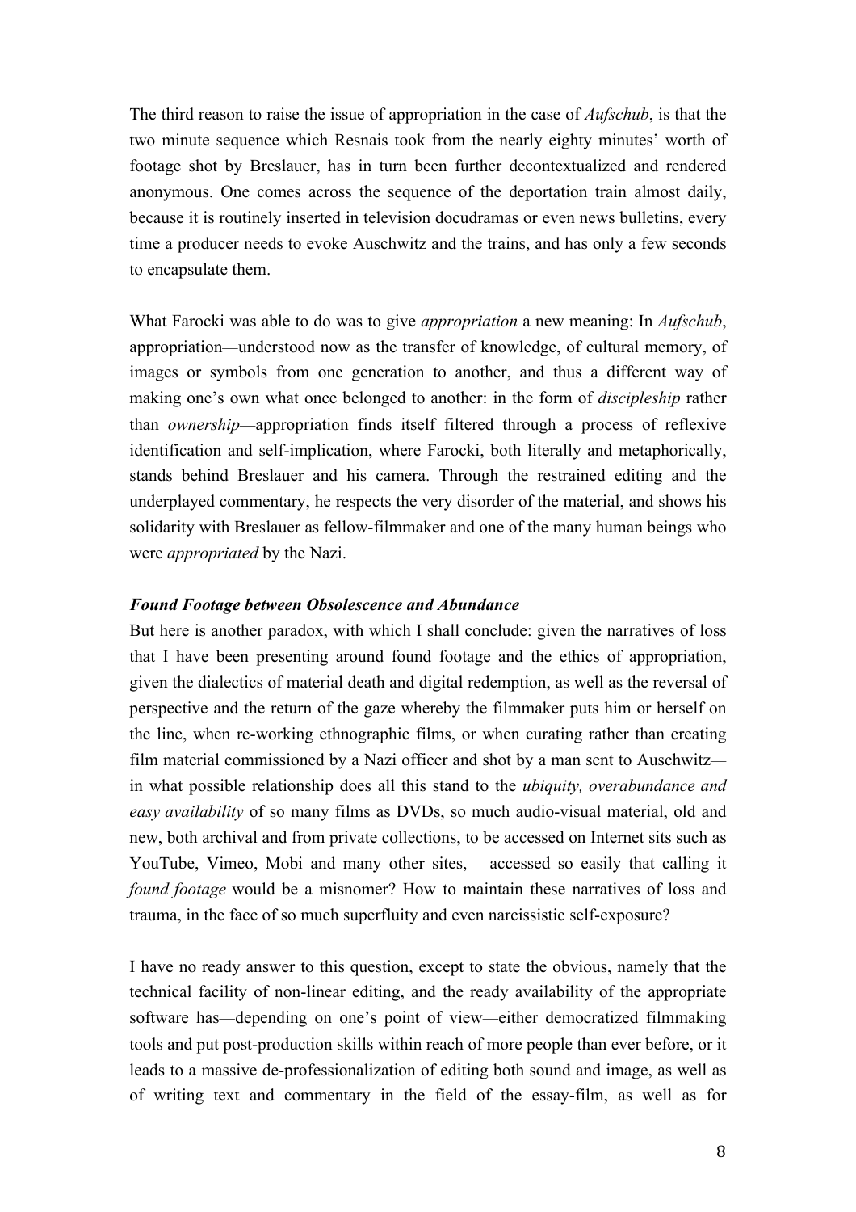The third reason to raise the issue of appropriation in the case of *Aufschub*, is that the two minute sequence which Resnais took from the nearly eighty minutes' worth of footage shot by Breslauer, has in turn been further decontextualized and rendered anonymous. One comes across the sequence of the deportation train almost daily, because it is routinely inserted in television docudramas or even news bulletins, every time a producer needs to evoke Auschwitz and the trains, and has only a few seconds to encapsulate them.

What Farocki was able to do was to give *appropriation* a new meaning: In *Aufschub*, appropriation—understood now as the transfer of knowledge, of cultural memory, of images or symbols from one generation to another, and thus a different way of making one's own what once belonged to another: in the form of *discipleship* rather than *ownership*—appropriation finds itself filtered through a process of reflexive identification and self-implication, where Farocki, both literally and metaphorically, stands behind Breslauer and his camera. Through the restrained editing and the underplayed commentary, he respects the very disorder of the material, and shows his solidarity with Breslauer as fellow-filmmaker and one of the many human beings who were *appropriated* by the Nazi.

### *Found Footage between Obsolescence and Abundance*

But here is another paradox, with which I shall conclude: given the narratives of loss that I have been presenting around found footage and the ethics of appropriation, given the dialectics of material death and digital redemption, as well as the reversal of perspective and the return of the gaze whereby the filmmaker puts him or herself on the line, when re-working ethnographic films, or when curating rather than creating film material commissioned by a Nazi officer and shot by a man sent to Auschwitz—in what possible relationship does all this stand to the *ubiquity, overabundance and easy availability* of so many films as DVDs, so much audio-visual material, old and new, both archival and from private collections, to be accessed on Internet sits such as YouTube, Vimeo, Mobi and many other sites, —accessed so easily that calling it *found footage* would be a misnomer? How to maintain these narratives of loss and trauma, in the face of so much superfluity and even narcissistic self-exposure?

I have no ready answer to this question, except to state the obvious, namely that the technical facility of non-linear editing, and the ready availability of the appropriate software has—depending on one's point of view—either democratized filmmaking tools and put post-production skills within reach of more people than ever before, or it leads to a massive de-professionalization of editing both sound and image, as well as of writing text and commentary in the field of the essay-film, as well as for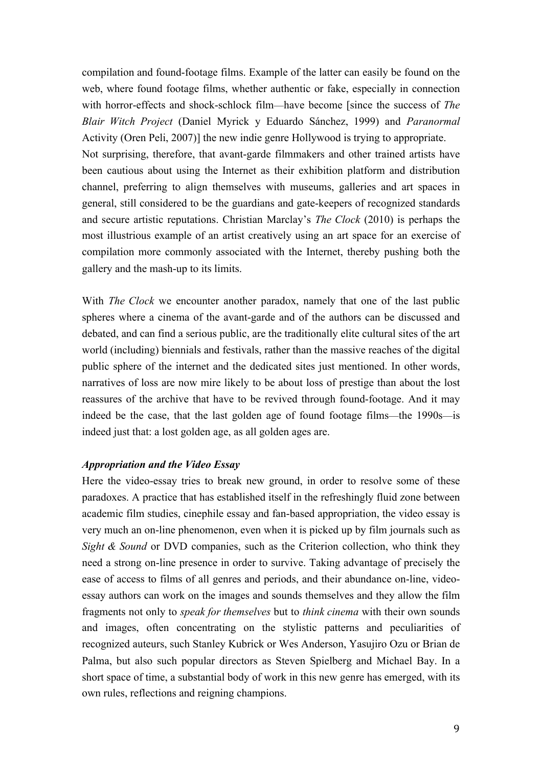compilation and found-footage films. Example of the latter can easily be found on the web, where found footage films, whether authentic or fake, especially in connection with horror-effects and shock-schlock film—have become [since the success of *The Blair Witch Project* (Daniel Myrick y Eduardo Sánchez, 1999) and *Paranormal* Activity (Oren Peli, 2007)] the new indie genre Hollywood is trying to appropriate.
Not surprising, therefore, that avant-garde filmmakers and other trained artists have been cautious about using the Internet as their exhibition platform and distribution channel, preferring to align themselves with museums, galleries and art spaces in general, still considered to be the guardians and gate-keepers of recognized standards and secure artistic reputations. Christian Marclay's *The Clock* (2010) is perhaps the most illustrious example of an artist creatively using an art space for an exercise of compilation more commonly associated with the Internet, thereby pushing both the gallery and the mash-up to its limits.

With *The Clock* we encounter another paradox, namely that one of the last public spheres where a cinema of the avant-garde and of the authors can be discussed and debated, and can find a serious public, are the traditionally elite cultural sites of the art world (including) biennials and festivals, rather than the massive reaches of the digital public sphere of the internet and the dedicated sites just mentioned. In other words, narratives of loss are now mire likely to be about loss of prestige than about the lost reassures of the archive that have to be revived through found-footage. And it may indeed be the case, that the last golden age of found footage films—the 1990s—is indeed just that: a lost golden age, as all golden ages are.

### *Appropriation and the Video Essay*

Here the video-essay tries to break new ground, in order to resolve some of these paradoxes. A practice that has established itself in the refreshingly fluid zone between academic film studies, cinephile essay and fan-based appropriation, the video essay is very much an on-line phenomenon, even when it is picked up by film journals such as *Sight & Sound* or DVD companies, such as the Criterion collection, who think they need a strong on-line presence in order to survive. Taking advantage of precisely the ease of access to films of all genres and periods, and their abundance on-line, video-essay authors can work on the images and sounds themselves and they allow the film fragments not only to *speak for themselves* but to *think cinema* with their own sounds and images, often concentrating on the stylistic patterns and peculiarities of recognized auteurs, such Stanley Kubrick or Wes Anderson, Yasujiro Ozu or Brian de Palma, but also such popular directors as Steven Spielberg and Michael Bay. In a short space of time, a substantial body of work in this new genre has emerged, with its own rules, reflections and reigning champions.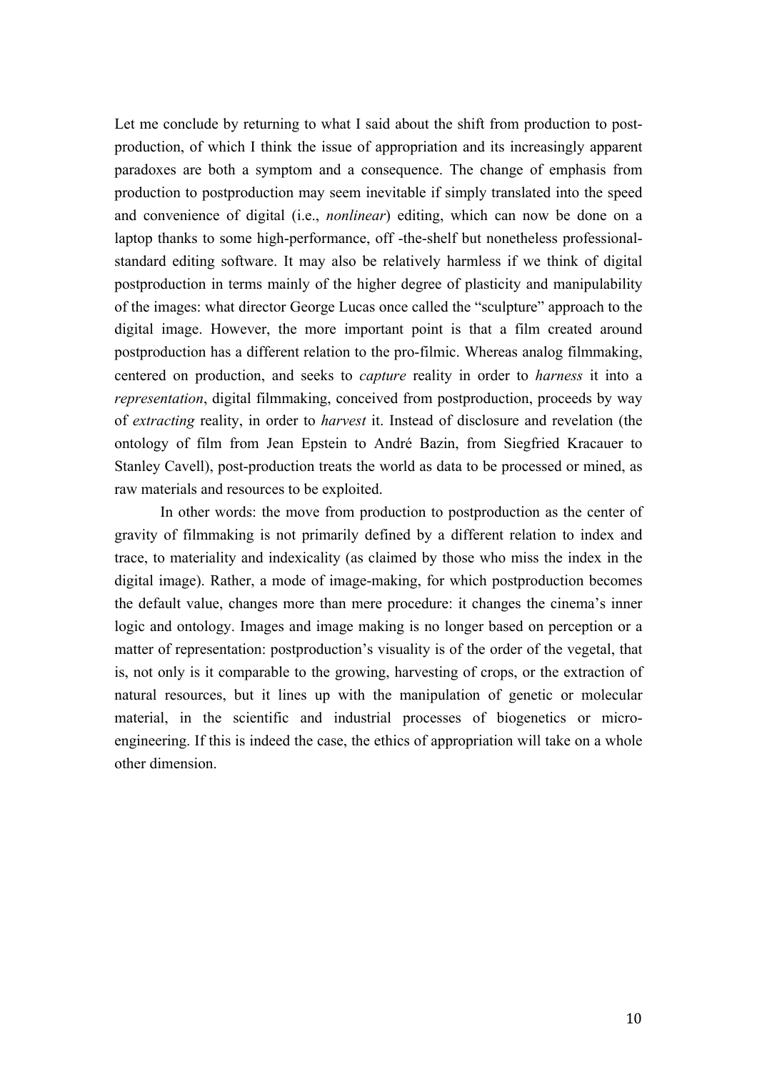Let me conclude by returning to what I said about the shift from production to post-production, of which I think the issue of appropriation and its increasingly apparent paradoxes are both a symptom and a consequence. The change of emphasis from production to postproduction may seem inevitable if simply translated into the speed and convenience of digital (i.e., *nonlinear*) editing, which can now be done on a laptop thanks to some high-performance, off -the-shelf but nonetheless professional-standard editing software. It may also be relatively harmless if we think of digital postproduction in terms mainly of the higher degree of plasticity and manipulability of the images: what director George Lucas once called the "sculpture" approach to the digital image. However, the more important point is that a film created around postproduction has a different relation to the pro-filmic. Whereas analog filmmaking, centered on production, and seeks to *capture* reality in order to *harness* it into a *representation*, digital filmmaking, conceived from postproduction, proceeds by way of *extracting* reality, in order to *harvest* it. Instead of disclosure and revelation (the ontology of film from Jean Epstein to André Bazin, from Siegfried Kracauer to Stanley Cavell), post-production treats the world as data to be processed or mined, as raw materials and resources to be exploited.

In other words: the move from production to postproduction as the center of gravity of filmmaking is not primarily defined by a different relation to index and trace, to materiality and indexicality (as claimed by those who miss the index in the digital image). Rather, a mode of image-making, for which postproduction becomes the default value, changes more than mere procedure: it changes the cinema's inner logic and ontology. Images and image making is no longer based on perception or a matter of representation: postproduction's visuality is of the order of the vegetal, that is, not only is it comparable to the growing, harvesting of crops, or the extraction of natural resources, but it lines up with the manipulation of genetic or molecular material, in the scientific and industrial processes of biogenetics or micro-engineering. If this is indeed the case, the ethics of appropriation will take on a whole other dimension.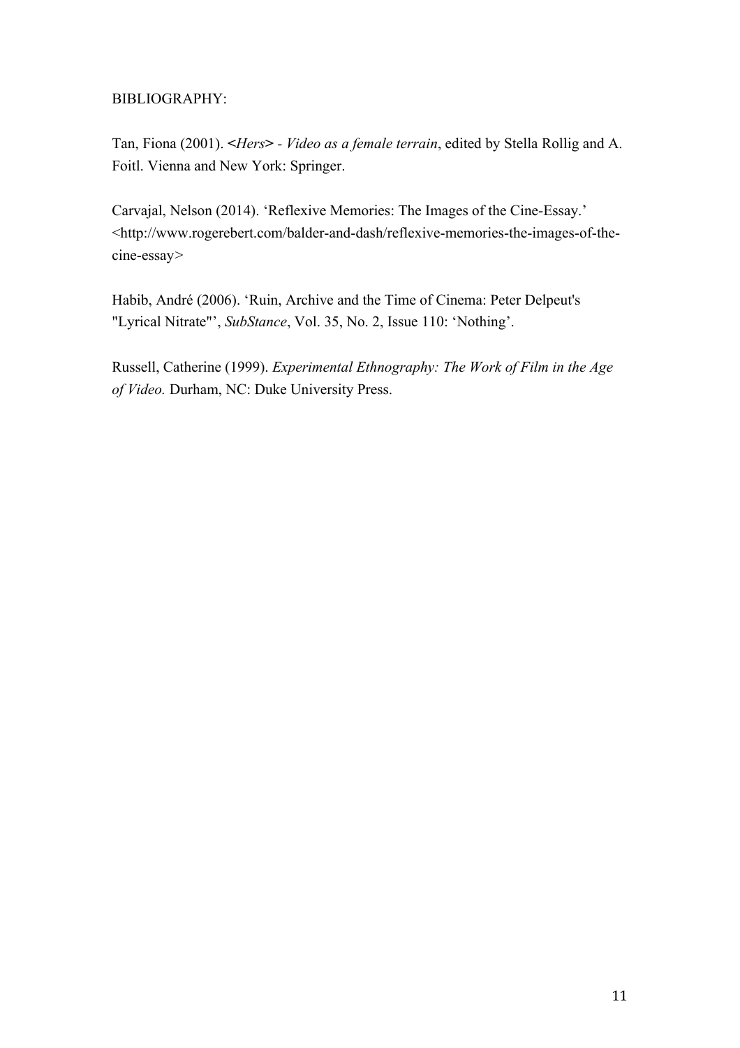BIBLIOGRAPHY:

Tan, Fiona (2001). <*Hers*> - *Video as a female terrain*, edited by Stella Rollig and A. Foitl. Vienna and New York: Springer.

Carvajal, Nelson (2014). 'Reflexive Memories: The Images of the Cine-Essay.' <http://www.rogerebert.com/balder-and-dash/reflexive-memories-the-images-of-the-cine-essay>

Habib, André (2006). 'Ruin, Archive and the Time of Cinema: Peter Delpeut's "Lyrical Nitrate"', *SubStance*, Vol. 35, No. 2, Issue 110: 'Nothing'.

Russell, Catherine (1999). *Experimental Ethnography: The Work of Film in the Age of Video.* Durham, NC: Duke University Press.